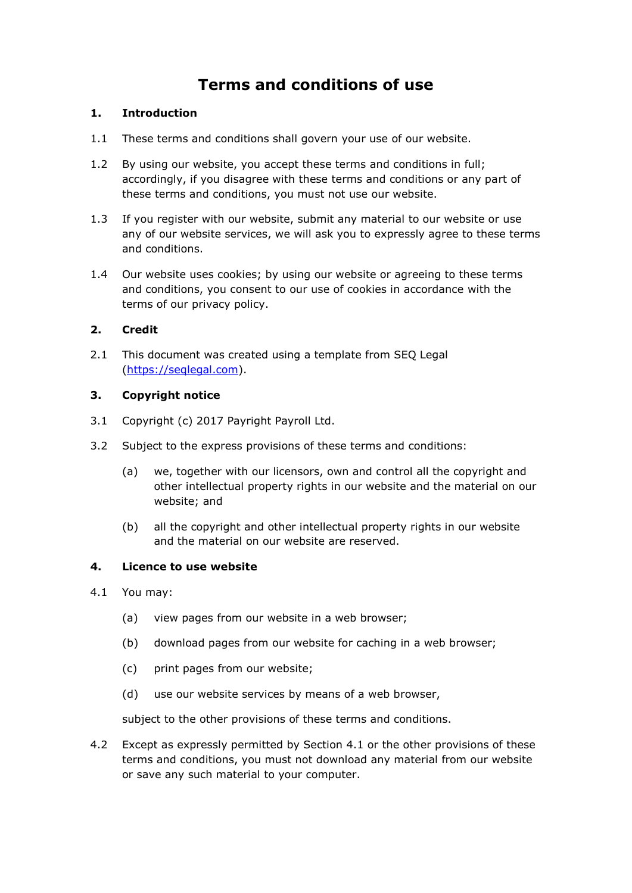# Terms and conditions of use

## 1. Introduction

1.1 These terms and conditions shall govern your use of our website.

1.2 By using our website, you accept these terms and conditions in full; accordingly, if you disagree with these terms and conditions or any part of these terms and conditions, you must not use our website.

1.3 If you register with our website, submit any material to our website or use any of our website services, we will ask you to expressly agree to these terms and conditions.

1.4 Our website uses cookies; by using our website or agreeing to these terms and conditions, you consent to our use of cookies in accordance with the terms of our privacy policy.

## 2. Credit

2.1 This document was created using a template from SEQ Legal ([https://seqlegal.com](https://seqlegal.com)).

## 3. Copyright notice

3.1 Copyright (c) 2017 Payright Payroll Ltd.

3.2 Subject to the express provisions of these terms and conditions:

- (a) we, together with our licensors, own and control all the copyright and other intellectual property rights in our website and the material on our website; and
- (b) all the copyright and other intellectual property rights in our website and the material on our website are reserved.

## 4. Licence to use website

4.1 You may:

- (a) view pages from our website in a web browser;
- (b) download pages from our website for caching in a web browser;
- (c) print pages from our website;
- (d) use our website services by means of a web browser,

subject to the other provisions of these terms and conditions.

4.2 Except as expressly permitted by Section 4.1 or the other provisions of these terms and conditions, you must not download any material from our website or save any such material to your computer.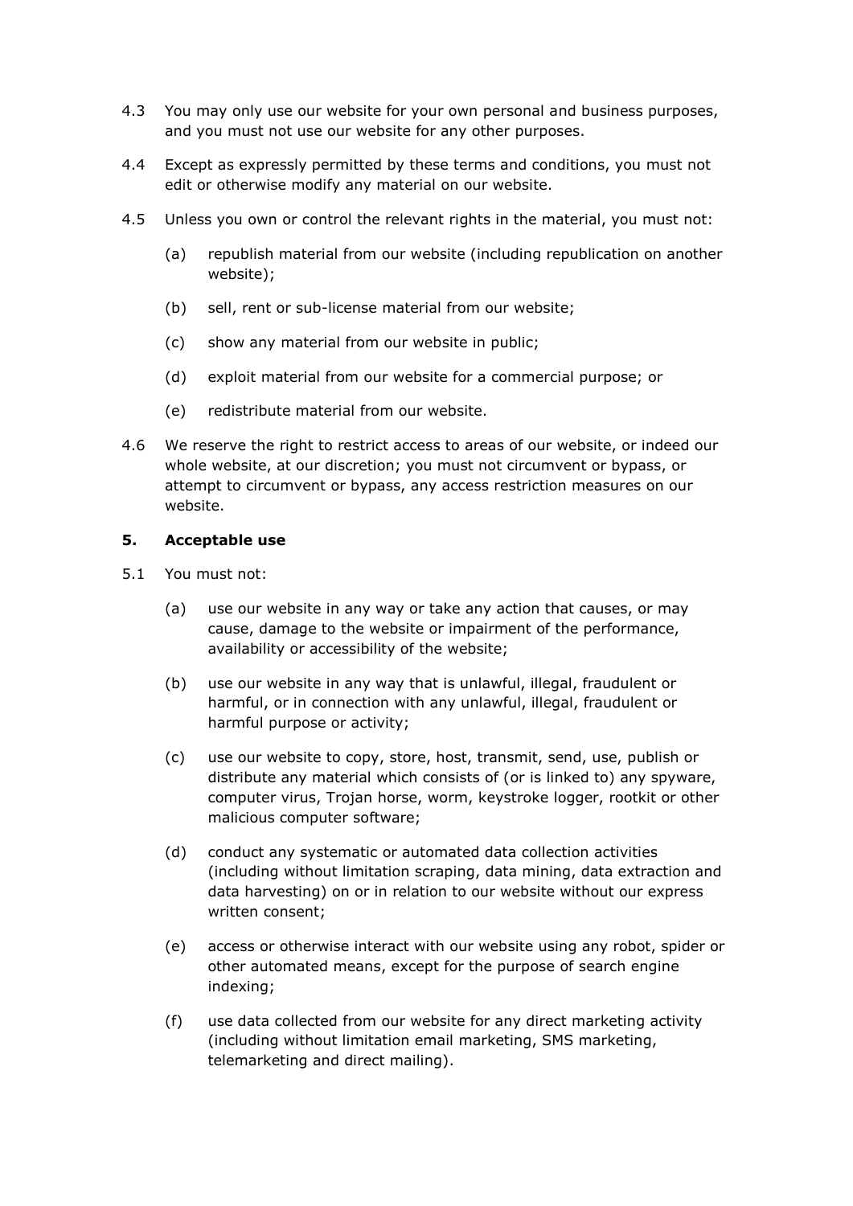4.3 You may only use our website for your own personal and business purposes, and you must not use our website for any other purposes.

4.4 Except as expressly permitted by these terms and conditions, you must not edit or otherwise modify any material on our website.

4.5 Unless you own or control the relevant rights in the material, you must not:

(a) republish material from our website (including republication on another website);

(b) sell, rent or sub-license material from our website;

(c) show any material from our website in public;

(d) exploit material from our website for a commercial purpose; or

(e) redistribute material from our website.

4.6 We reserve the right to restrict access to areas of our website, or indeed our whole website, at our discretion; you must not circumvent or bypass, or attempt to circumvent or bypass, any access restriction measures on our website.

## 5. Acceptable use

5.1 You must not:

(a) use our website in any way or take any action that causes, or may cause, damage to the website or impairment of the performance, availability or accessibility of the website;

(b) use our website in any way that is unlawful, illegal, fraudulent or harmful, or in connection with any unlawful, illegal, fraudulent or harmful purpose or activity;

(c) use our website to copy, store, host, transmit, send, use, publish or distribute any material which consists of (or is linked to) any spyware, computer virus, Trojan horse, worm, keystroke logger, rootkit or other malicious computer software;

(d) conduct any systematic or automated data collection activities (including without limitation scraping, data mining, data extraction and data harvesting) on or in relation to our website without our express written consent;

(e) access or otherwise interact with our website using any robot, spider or other automated means, except for the purpose of search engine indexing;

(f) use data collected from our website for any direct marketing activity (including without limitation email marketing, SMS marketing, telemarketing and direct mailing).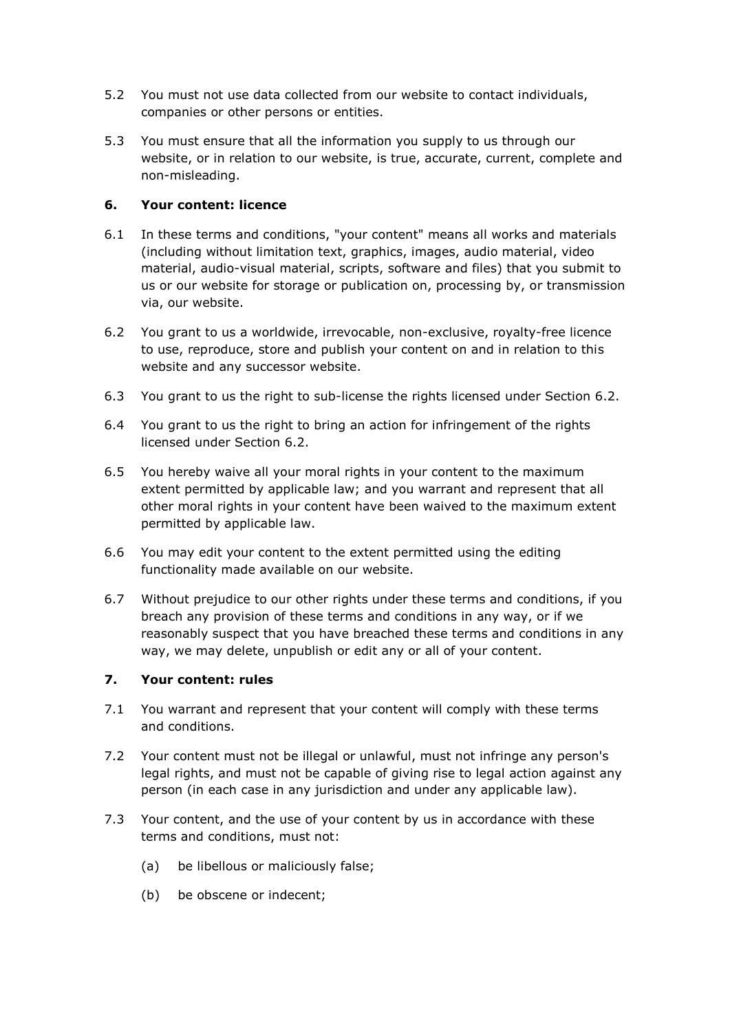5.2 You must not use data collected from our website to contact individuals, companies or other persons or entities.

5.3 You must ensure that all the information you supply to us through our website, or in relation to our website, is true, accurate, current, complete and non-misleading.

## 6. Your content: licence

6.1 In these terms and conditions, "your content" means all works and materials (including without limitation text, graphics, images, audio material, video material, audio-visual material, scripts, software and files) that you submit to us or our website for storage or publication on, processing by, or transmission via, our website.

6.2 You grant to us a worldwide, irrevocable, non-exclusive, royalty-free licence to use, reproduce, store and publish your content on and in relation to this website and any successor website.

6.3 You grant to us the right to sub-license the rights licensed under Section 6.2.

6.4 You grant to us the right to bring an action for infringement of the rights licensed under Section 6.2.

6.5 You hereby waive all your moral rights in your content to the maximum extent permitted by applicable law; and you warrant and represent that all other moral rights in your content have been waived to the maximum extent permitted by applicable law.

6.6 You may edit your content to the extent permitted using the editing functionality made available on our website.

6.7 Without prejudice to our other rights under these terms and conditions, if you breach any provision of these terms and conditions in any way, or if we reasonably suspect that you have breached these terms and conditions in any way, we may delete, unpublish or edit any or all of your content.

## 7. Your content: rules

7.1 You warrant and represent that your content will comply with these terms and conditions.

7.2 Your content must not be illegal or unlawful, must not infringe any person's legal rights, and must not be capable of giving rise to legal action against any person (in each case in any jurisdiction and under any applicable law).

7.3 Your content, and the use of your content by us in accordance with these terms and conditions, must not:

- (a) be libellous or maliciously false;
- (b) be obscene or indecent;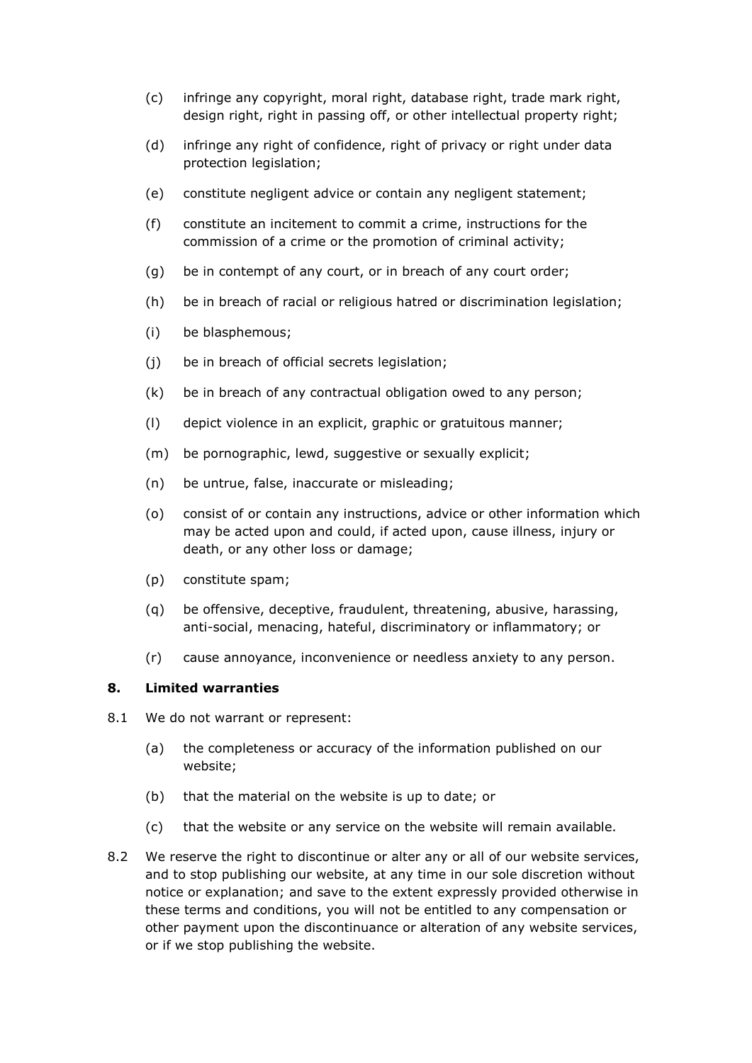(c) infringe any copyright, moral right, database right, trade mark right, design right, right in passing off, or other intellectual property right;

(d) infringe any right of confidence, right of privacy or right under data protection legislation;

(e) constitute negligent advice or contain any negligent statement;

(f) constitute an incitement to commit a crime, instructions for the commission of a crime or the promotion of criminal activity;

(g) be in contempt of any court, or in breach of any court order;

(h) be in breach of racial or religious hatred or discrimination legislation;

(i) be blasphemous;

(j) be in breach of official secrets legislation;

(k) be in breach of any contractual obligation owed to any person;

(l) depict violence in an explicit, graphic or gratuitous manner;

(m) be pornographic, lewd, suggestive or sexually explicit;

(n) be untrue, false, inaccurate or misleading;

(o) consist of or contain any instructions, advice or other information which may be acted upon and could, if acted upon, cause illness, injury or death, or any other loss or damage;

(p) constitute spam;

(q) be offensive, deceptive, fraudulent, threatening, abusive, harassing, anti-social, menacing, hateful, discriminatory or inflammatory; or

(r) cause annoyance, inconvenience or needless anxiety to any person.

## 8. Limited warranties

8.1 We do not warrant or represent:

(a) the completeness or accuracy of the information published on our website;

(b) that the material on the website is up to date; or

(c) that the website or any service on the website will remain available.

8.2 We reserve the right to discontinue or alter any or all of our website services, and to stop publishing our website, at any time in our sole discretion without notice or explanation; and save to the extent expressly provided otherwise in these terms and conditions, you will not be entitled to any compensation or other payment upon the discontinuance or alteration of any website services, or if we stop publishing the website.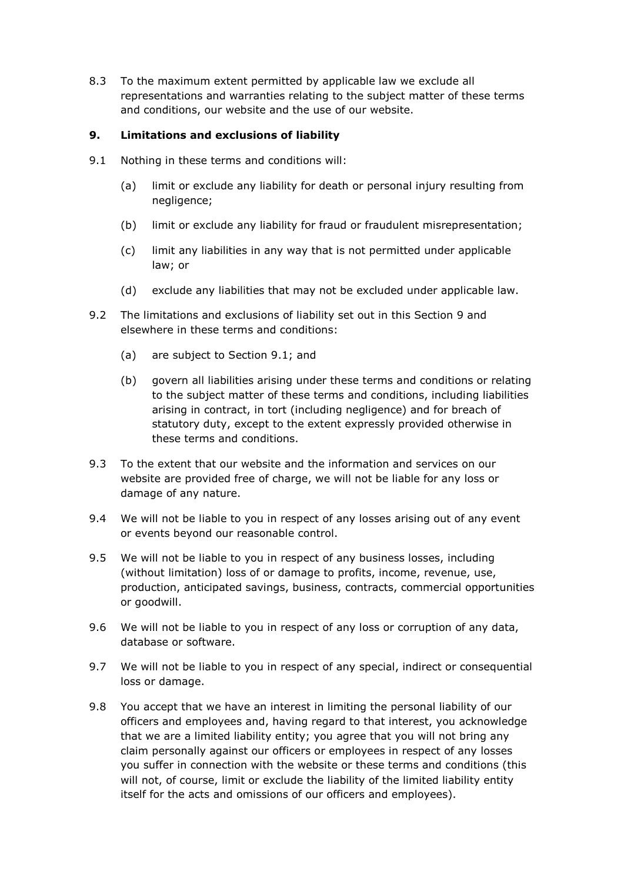8.3 To the maximum extent permitted by applicable law we exclude all representations and warranties relating to the subject matter of these terms and conditions, our website and the use of our website.

## 9. Limitations and exclusions of liability

9.1 Nothing in these terms and conditions will:

(a) limit or exclude any liability for death or personal injury resulting from negligence;

(b) limit or exclude any liability for fraud or fraudulent misrepresentation;

(c) limit any liabilities in any way that is not permitted under applicable law; or

(d) exclude any liabilities that may not be excluded under applicable law.

9.2 The limitations and exclusions of liability set out in this Section 9 and elsewhere in these terms and conditions:

(a) are subject to Section 9.1; and

(b) govern all liabilities arising under these terms and conditions or relating to the subject matter of these terms and conditions, including liabilities arising in contract, in tort (including negligence) and for breach of statutory duty, except to the extent expressly provided otherwise in these terms and conditions.

9.3 To the extent that our website and the information and services on our website are provided free of charge, we will not be liable for any loss or damage of any nature.

9.4 We will not be liable to you in respect of any losses arising out of any event or events beyond our reasonable control.

9.5 We will not be liable to you in respect of any business losses, including (without limitation) loss of or damage to profits, income, revenue, use, production, anticipated savings, business, contracts, commercial opportunities or goodwill.

9.6 We will not be liable to you in respect of any loss or corruption of any data, database or software.

9.7 We will not be liable to you in respect of any special, indirect or consequential loss or damage.

9.8 You accept that we have an interest in limiting the personal liability of our officers and employees and, having regard to that interest, you acknowledge that we are a limited liability entity; you agree that you will not bring any claim personally against our officers or employees in respect of any losses you suffer in connection with the website or these terms and conditions (this will not, of course, limit or exclude the liability of the limited liability entity itself for the acts and omissions of our officers and employees).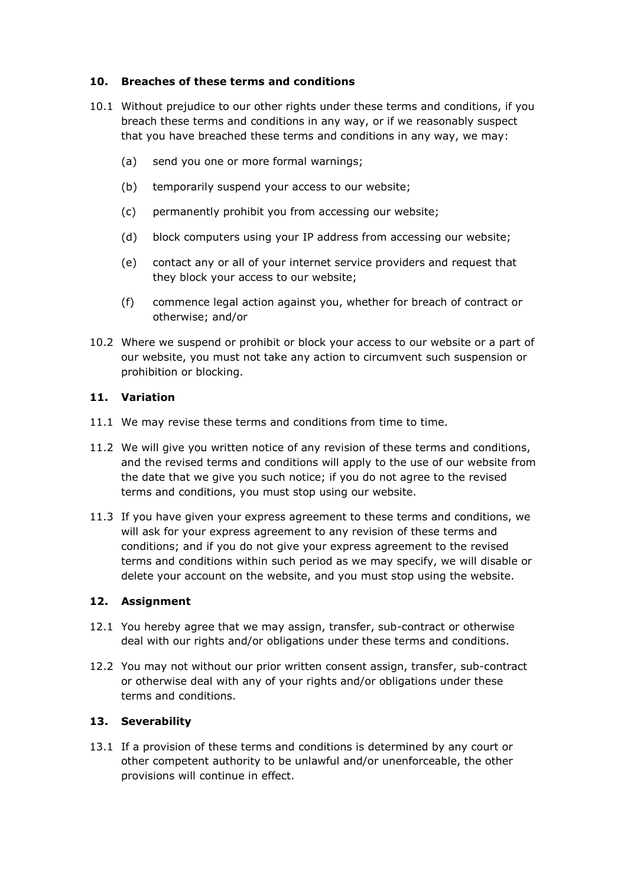## 10. Breaches of these terms and conditions

10.1 Without prejudice to our other rights under these terms and conditions, if you breach these terms and conditions in any way, or if we reasonably suspect that you have breached these terms and conditions in any way, we may:

(a) send you one or more formal warnings;

(b) temporarily suspend your access to our website;

(c) permanently prohibit you from accessing our website;

(d) block computers using your IP address from accessing our website;

(e) contact any or all of your internet service providers and request that they block your access to our website;

(f) commence legal action against you, whether for breach of contract or otherwise; and/or

10.2 Where we suspend or prohibit or block your access to our website or a part of our website, you must not take any action to circumvent such suspension or prohibition or blocking.

## 11. Variation

11.1 We may revise these terms and conditions from time to time.

11.2 We will give you written notice of any revision of these terms and conditions, and the revised terms and conditions will apply to the use of our website from the date that we give you such notice; if you do not agree to the revised terms and conditions, you must stop using our website.

11.3 If you have given your express agreement to these terms and conditions, we will ask for your express agreement to any revision of these terms and conditions; and if you do not give your express agreement to the revised terms and conditions within such period as we may specify, we will disable or delete your account on the website, and you must stop using the website.

## 12. Assignment

12.1 You hereby agree that we may assign, transfer, sub-contract or otherwise deal with our rights and/or obligations under these terms and conditions.

12.2 You may not without our prior written consent assign, transfer, sub-contract or otherwise deal with any of your rights and/or obligations under these terms and conditions.

## 13. Severability

13.1 If a provision of these terms and conditions is determined by any court or other competent authority to be unlawful and/or unenforceable, the other provisions will continue in effect.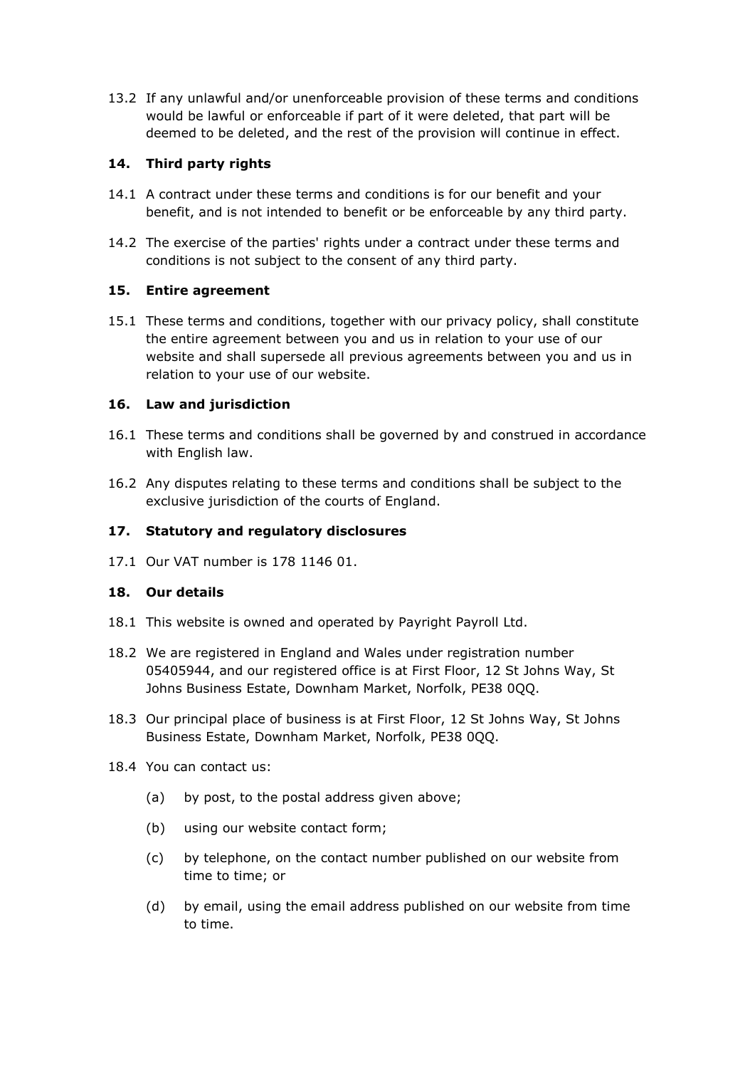13.2 If any unlawful and/or unenforceable provision of these terms and conditions would be lawful or enforceable if part of it were deleted, that part will be deemed to be deleted, and the rest of the provision will continue in effect.

## 14. Third party rights

14.1 A contract under these terms and conditions is for our benefit and your benefit, and is not intended to benefit or be enforceable by any third party.

14.2 The exercise of the parties' rights under a contract under these terms and conditions is not subject to the consent of any third party.

## 15. Entire agreement

15.1 These terms and conditions, together with our privacy policy, shall constitute the entire agreement between you and us in relation to your use of our website and shall supersede all previous agreements between you and us in relation to your use of our website.

## 16. Law and jurisdiction

16.1 These terms and conditions shall be governed by and construed in accordance with English law.

16.2 Any disputes relating to these terms and conditions shall be subject to the exclusive jurisdiction of the courts of England.

## 17. Statutory and regulatory disclosures

17.1 Our VAT number is 178 1146 01.

## 18. Our details

18.1 This website is owned and operated by Payright Payroll Ltd.

18.2 We are registered in England and Wales under registration number 05405944, and our registered office is at First Floor, 12 St Johns Way, St Johns Business Estate, Downham Market, Norfolk, PE38 0QQ.

18.3 Our principal place of business is at First Floor, 12 St Johns Way, St Johns Business Estate, Downham Market, Norfolk, PE38 0QQ.

18.4 You can contact us:

- (a) by post, to the postal address given above;
- (b) using our website contact form;
- (c) by telephone, on the contact number published on our website from time to time; or
- (d) by email, using the email address published on our website from time to time.